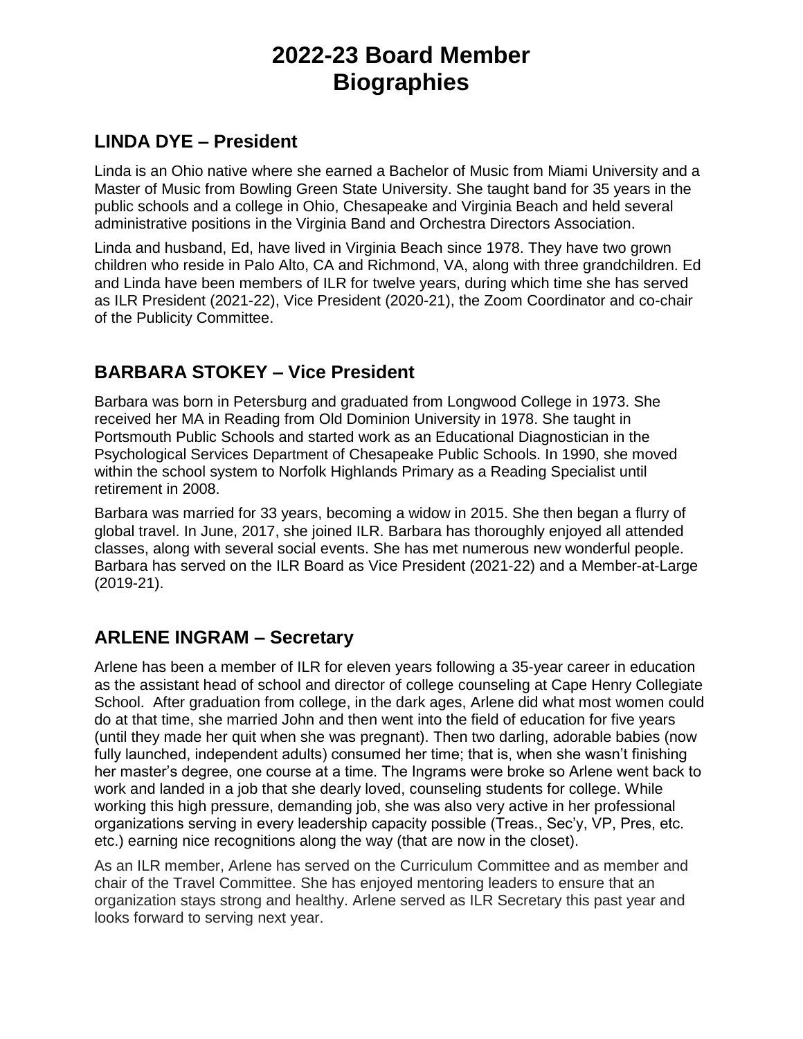# 2022-23 Board Member Biographies

## LINDA DYE – President

Linda is an Ohio native where she earned a Bachelor of Music from Miami University and a Master of Music from Bowling Green State University. She taught band for 35 years in the public schools and a college in Ohio, Chesapeake and Virginia Beach and held several administrative positions in the Virginia Band and Orchestra Directors Association.

Linda and husband, Ed, have lived in Virginia Beach since 1978. They have two grown children who reside in Palo Alto, CA and Richmond, VA, along with three grandchildren. Ed and Linda have been members of ILR for twelve years, during which time she has served as ILR President (2021-22), Vice President (2020-21), the Zoom Coordinator and co-chair of the Publicity Committee.

## BARBARA STOKEY – Vice President

Barbara was born in Petersburg and graduated from Longwood College in 1973. She received her MA in Reading from Old Dominion University in 1978. She taught in Portsmouth Public Schools and started work as an Educational Diagnostician in the Psychological Services Department of Chesapeake Public Schools. In 1990, she moved within the school system to Norfolk Highlands Primary as a Reading Specialist until retirement in 2008.

Barbara was married for 33 years, becoming a widow in 2015. She then began a flurry of global travel. In June, 2017, she joined ILR. Barbara has thoroughly enjoyed all attended classes, along with several social events. She has met numerous new wonderful people. Barbara has served on the ILR Board as Vice President (2021-22) and a Member-at-Large (2019-21).

## ARLENE INGRAM – Secretary

Arlene has been a member of ILR for eleven years following a 35-year career in education as the assistant head of school and director of college counseling at Cape Henry Collegiate School. After graduation from college, in the dark ages, Arlene did what most women could do at that time, she married John and then went into the field of education for five years (until they made her quit when she was pregnant). Then two darling, adorable babies (now fully launched, independent adults) consumed her time; that is, when she wasn't finishing her master's degree, one course at a time. The Ingrams were broke so Arlene went back to work and landed in a job that she dearly loved, counseling students for college. While working this high pressure, demanding job, she was also very active in her professional organizations serving in every leadership capacity possible (Treas., Sec'y, VP, Pres, etc. etc.) earning nice recognitions along the way (that are now in the closet).

As an ILR member, Arlene has served on the Curriculum Committee and as member and chair of the Travel Committee. She has enjoyed mentoring leaders to ensure that an organization stays strong and healthy. Arlene served as ILR Secretary this past year and looks forward to serving next year.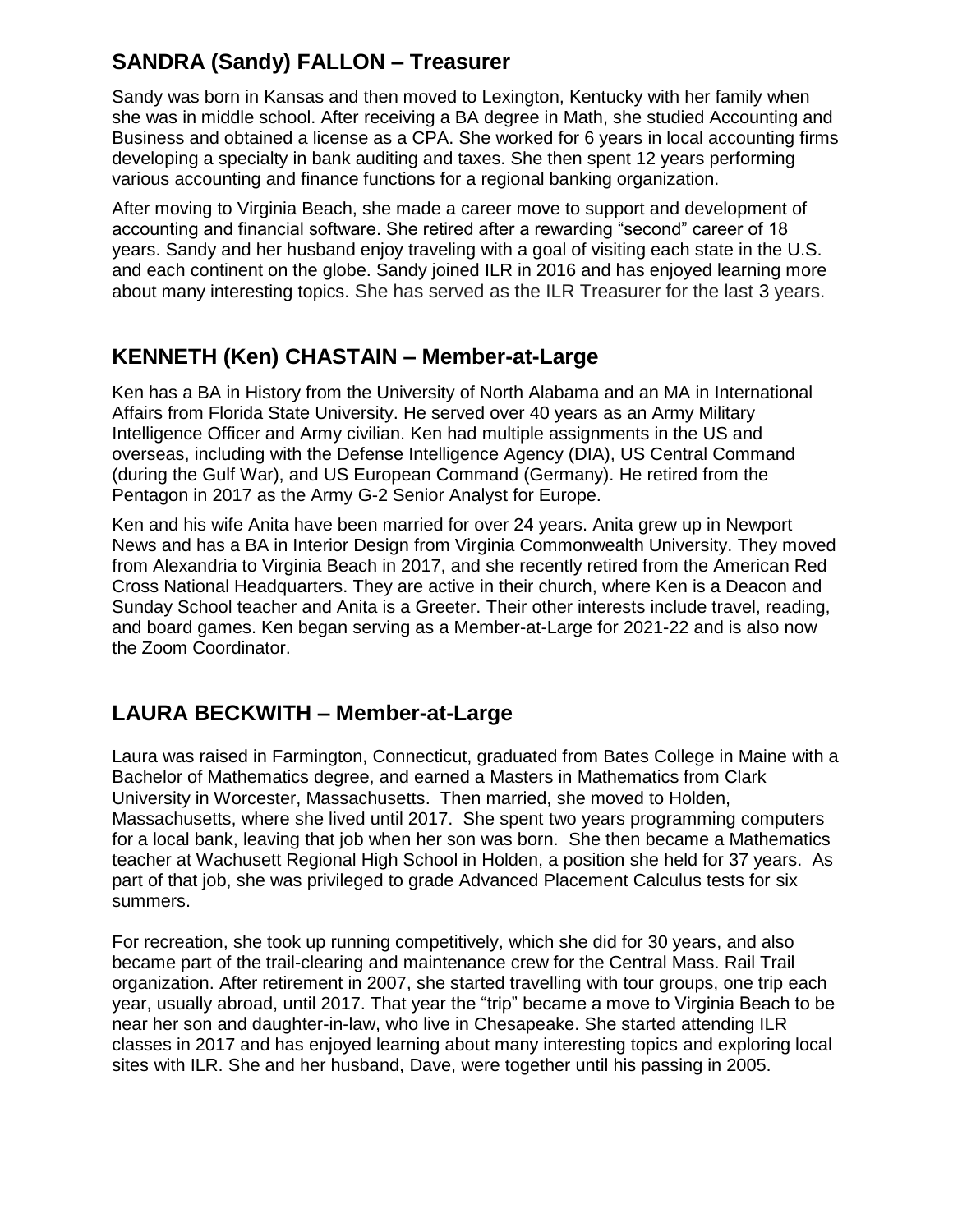## SANDRA (Sandy) FALLON – Treasurer

Sandy was born in Kansas and then moved to Lexington, Kentucky with her family when she was in middle school. After receiving a BA degree in Math, she studied Accounting and Business and obtained a license as a CPA. She worked for 6 years in local accounting firms developing a specialty in bank auditing and taxes. She then spent 12 years performing various accounting and finance functions for a regional banking organization.

After moving to Virginia Beach, she made a career move to support and development of accounting and financial software. She retired after a rewarding "second" career of 18 years. Sandy and her husband enjoy traveling with a goal of visiting each state in the U.S. and each continent on the globe. Sandy joined ILR in 2016 and has enjoyed learning more about many interesting topics. She has served as the ILR Treasurer for the last 3 years.

## KENNETH (Ken) CHASTAIN – Member-at-Large

Ken has a BA in History from the University of North Alabama and an MA in International Affairs from Florida State University. He served over 40 years as an Army Military Intelligence Officer and Army civilian. Ken had multiple assignments in the US and overseas, including with the Defense Intelligence Agency (DIA), US Central Command (during the Gulf War), and US European Command (Germany). He retired from the Pentagon in 2017 as the Army G-2 Senior Analyst for Europe.

Ken and his wife Anita have been married for over 24 years. Anita grew up in Newport News and has a BA in Interior Design from Virginia Commonwealth University. They moved from Alexandria to Virginia Beach in 2017, and she recently retired from the American Red Cross National Headquarters. They are active in their church, where Ken is a Deacon and Sunday School teacher and Anita is a Greeter. Their other interests include travel, reading, and board games. Ken began serving as a Member-at-Large for 2021-22 and is also now the Zoom Coordinator.

## LAURA BECKWITH – Member-at-Large

Laura was raised in Farmington, Connecticut, graduated from Bates College in Maine with a Bachelor of Mathematics degree, and earned a Masters in Mathematics from Clark University in Worcester, Massachusetts. Then married, she moved to Holden, Massachusetts, where she lived until 2017. She spent two years programming computers for a local bank, leaving that job when her son was born. She then became a Mathematics teacher at Wachusett Regional High School in Holden, a position she held for 37 years. As part of that job, she was privileged to grade Advanced Placement Calculus tests for six summers.

For recreation, she took up running competitively, which she did for 30 years, and also became part of the trail-clearing and maintenance crew for the Central Mass. Rail Trail organization. After retirement in 2007, she started travelling with tour groups, one trip each year, usually abroad, until 2017. That year the "trip" became a move to Virginia Beach to be near her son and daughter-in-law, who live in Chesapeake. She started attending ILR classes in 2017 and has enjoyed learning about many interesting topics and exploring local sites with ILR. She and her husband, Dave, were together until his passing in 2005.